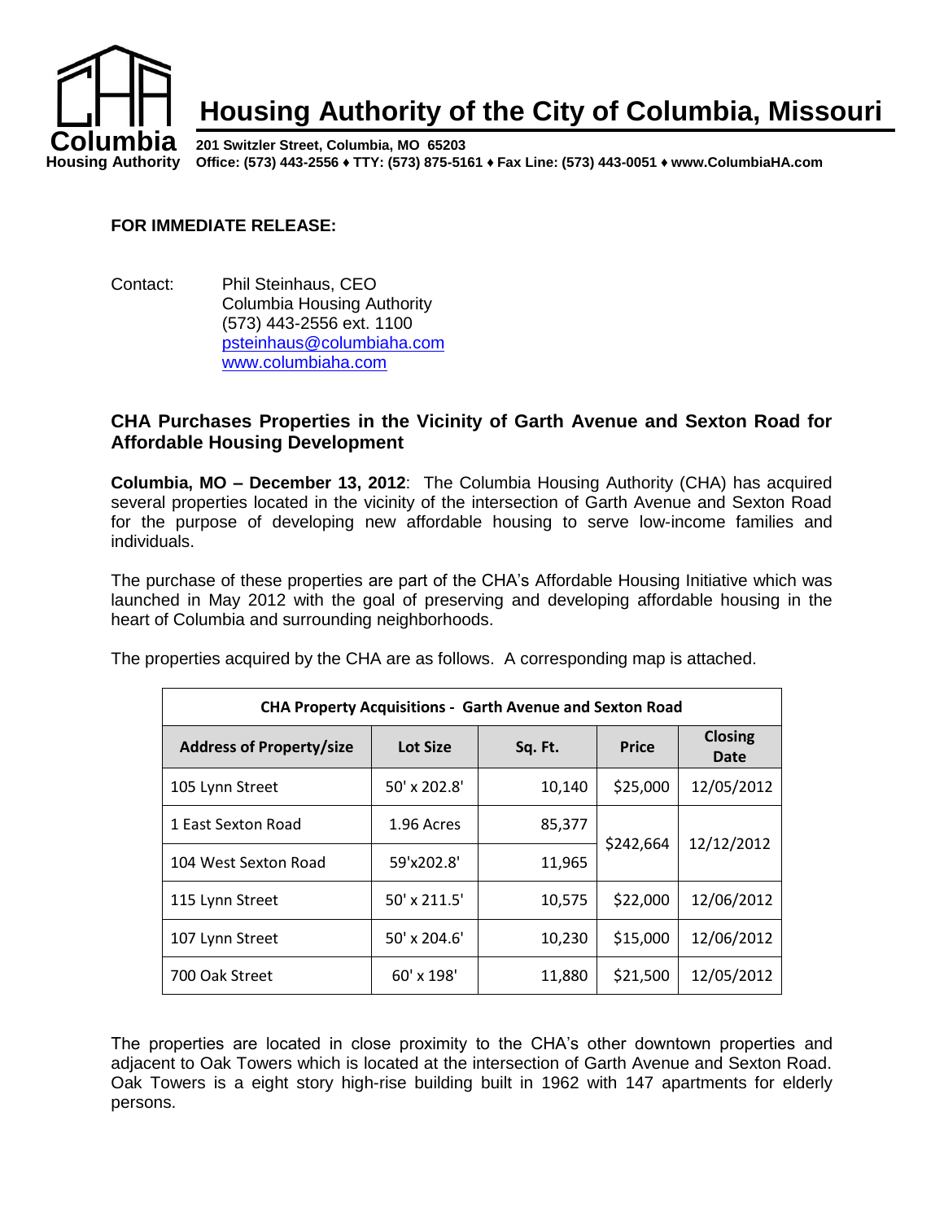# Housing Authority of the City of Columbia, Missouri

**201 Switzler Street, Columbia, MO 65203**
**Office: (573) 443-2556 ♦ TTY: (573) 875-5161 ♦ Fax Line: (573) 443-0051 ♦ www.ColumbiaHA.com**

**FOR IMMEDIATE RELEASE:**

Contact: Phil Steinhaus, CEO
Columbia Housing Authority
(573) 443-2556 ext. 1100
psteinhaus@columbiaha.com
www.columbiaha.com

## CHA Purchases Properties in the Vicinity of Garth Avenue and Sexton Road for Affordable Housing Development

**Columbia, MO – December 13, 2012**: The Columbia Housing Authority (CHA) has acquired several properties located in the vicinity of the intersection of Garth Avenue and Sexton Road for the purpose of developing new affordable housing to serve low-income families and individuals.

The purchase of these properties are part of the CHA's Affordable Housing Initiative which was launched in May 2012 with the goal of preserving and developing affordable housing in the heart of Columbia and surrounding neighborhoods.

The properties acquired by the CHA are as follows. A corresponding map is attached.

| CHA Property Acquisitions - Garth Avenue and Sexton Road | | | | |
|---|---|---|---|---|
| **Address of Property/size** | **Lot Size** | **Sq. Ft.** | **Price** | **Closing Date** |
| 105 Lynn Street | 50' x 202.8' | 10,140 | $25,000 | 12/05/2012 |
| 1 East Sexton Road | 1.96 Acres | 85,377 | $242,664 | 12/12/2012 |
| 104 West Sexton Road | 59'x202.8' | 11,965 | | |
| 115 Lynn Street | 50' x 211.5' | 10,575 | $22,000 | 12/06/2012 |
| 107 Lynn Street | 50' x 204.6' | 10,230 | $15,000 | 12/06/2012 |
| 700 Oak Street | 60' x 198' | 11,880 | $21,500 | 12/05/2012 |

The properties are located in close proximity to the CHA's other downtown properties and adjacent to Oak Towers which is located at the intersection of Garth Avenue and Sexton Road. Oak Towers is a eight story high-rise building built in 1962 with 147 apartments for elderly persons.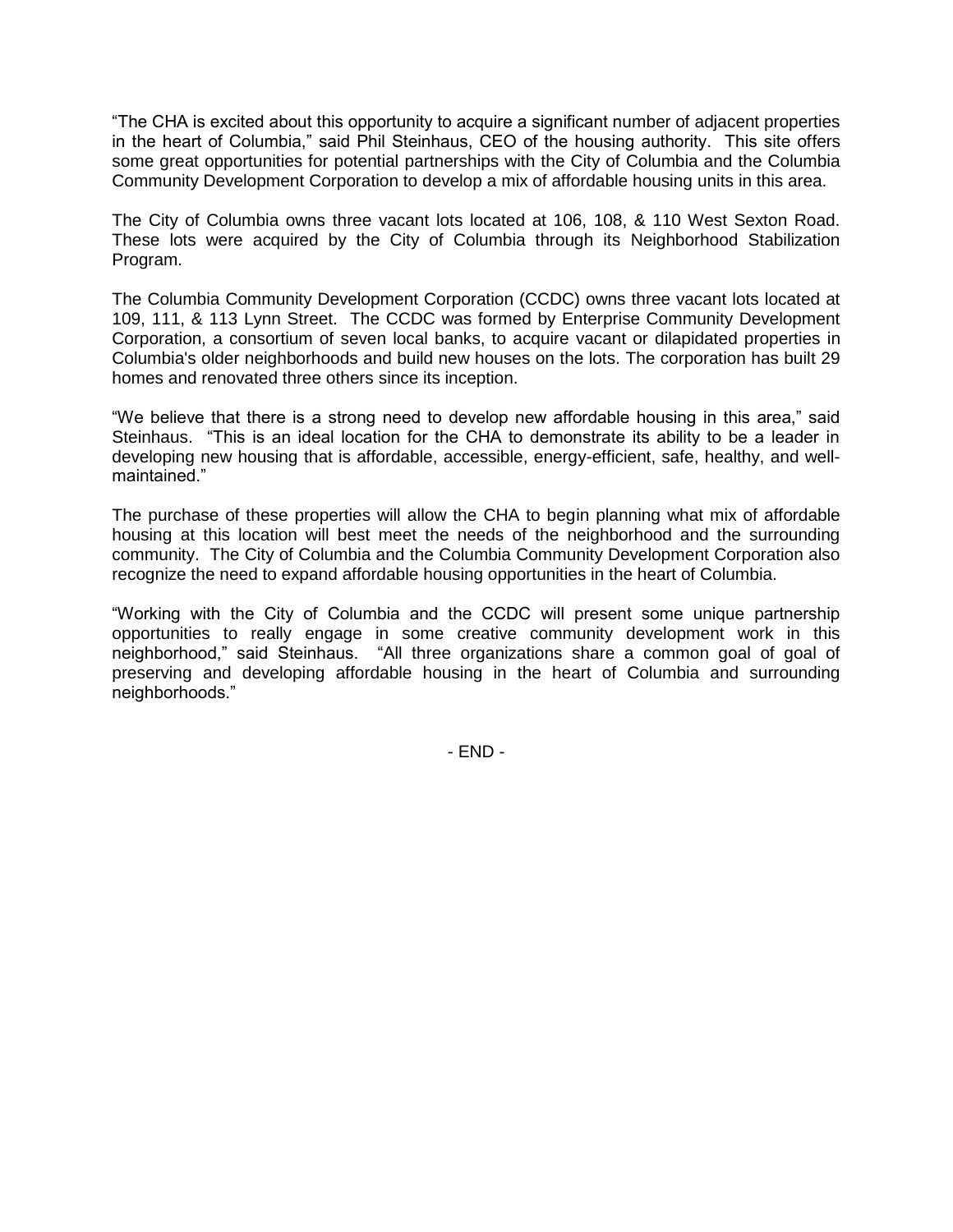"The CHA is excited about this opportunity to acquire a significant number of adjacent properties in the heart of Columbia," said Phil Steinhaus, CEO of the housing authority. This site offers some great opportunities for potential partnerships with the City of Columbia and the Columbia Community Development Corporation to develop a mix of affordable housing units in this area.

The City of Columbia owns three vacant lots located at 106, 108, & 110 West Sexton Road. These lots were acquired by the City of Columbia through its Neighborhood Stabilization Program.

The Columbia Community Development Corporation (CCDC) owns three vacant lots located at 109, 111, & 113 Lynn Street. The CCDC was formed by Enterprise Community Development Corporation, a consortium of seven local banks, to acquire vacant or dilapidated properties in Columbia's older neighborhoods and build new houses on the lots. The corporation has built 29 homes and renovated three others since its inception.

"We believe that there is a strong need to develop new affordable housing in this area," said Steinhaus. "This is an ideal location for the CHA to demonstrate its ability to be a leader in developing new housing that is affordable, accessible, energy-efficient, safe, healthy, and well-maintained."

The purchase of these properties will allow the CHA to begin planning what mix of affordable housing at this location will best meet the needs of the neighborhood and the surrounding community. The City of Columbia and the Columbia Community Development Corporation also recognize the need to expand affordable housing opportunities in the heart of Columbia.

"Working with the City of Columbia and the CCDC will present some unique partnership opportunities to really engage in some creative community development work in this neighborhood," said Steinhaus. "All three organizations share a common goal of goal of preserving and developing affordable housing in the heart of Columbia and surrounding neighborhoods."

- END -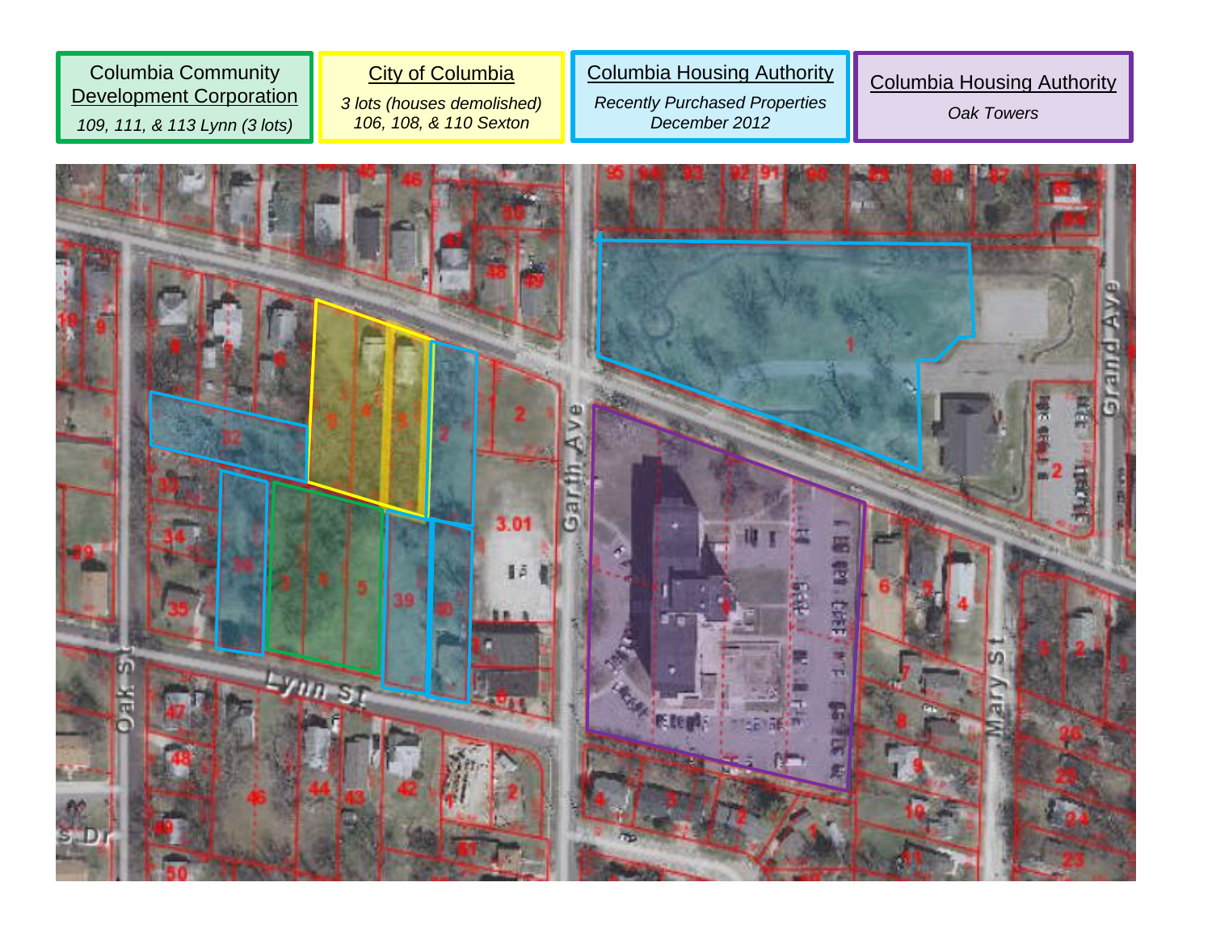**Columbia Community Development Corporation**
*109, 111, & 113 Lynn (3 lots)*

**City of Columbia**
*3 lots (houses demolished)*
*106, 108, & 110 Sexton*

**Columbia Housing Authority**
*Recently Purchased Properties*
*December 2012*

**Columbia Housing Authority**
*Oak Towers*

Garth Ave
Lynn St
Oak St
Mary St
Grand Ave